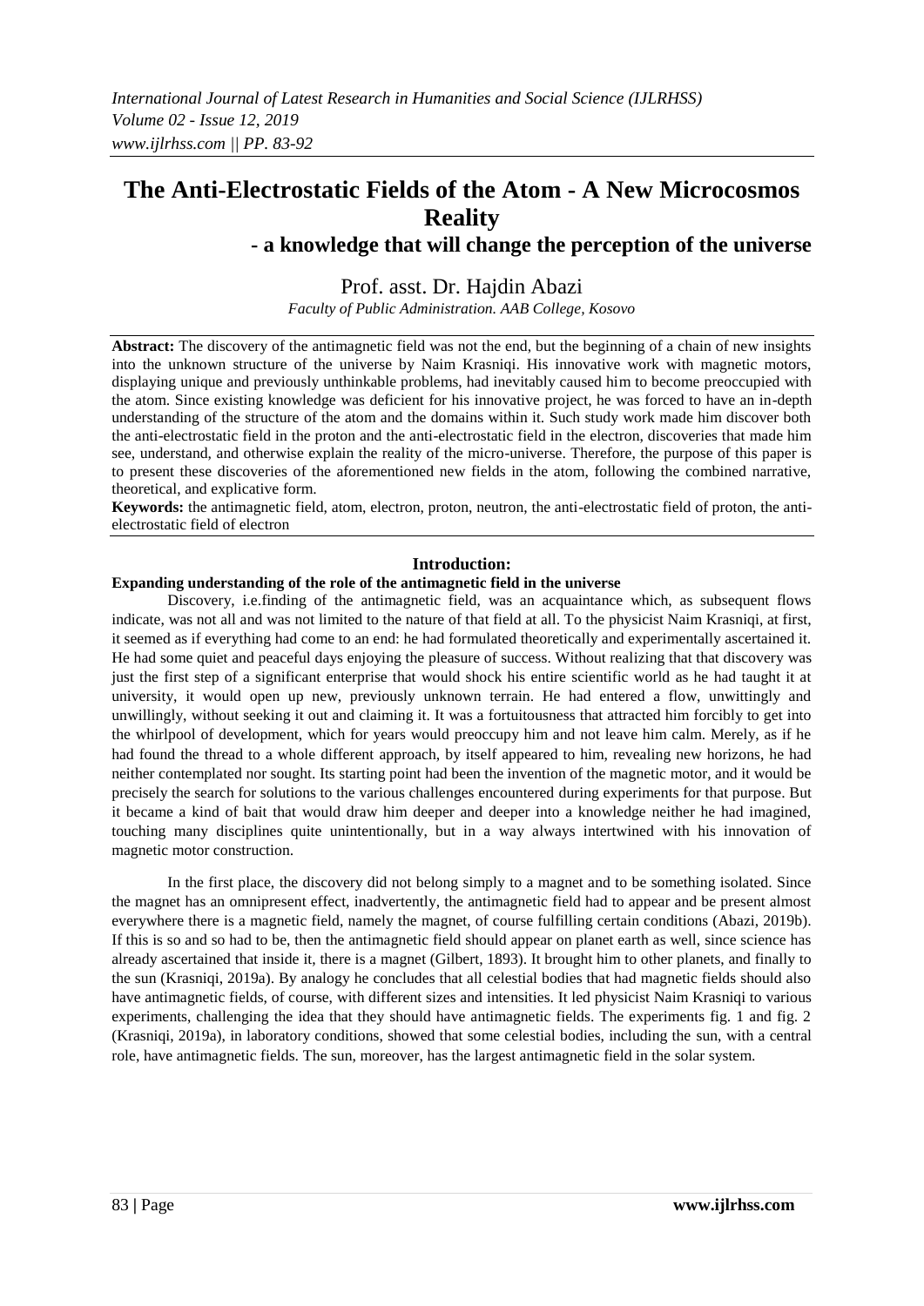# The Anti-Electrostatic Fields of the Atom - A New Microcosmos Reality

## - a knowledge that will change the perception of the universe

Prof. asst. Dr. Hajdin Abazi

*Faculty of Public Administration. AAB College, Kosovo*

**Abstract:** The discovery of the antimagnetic field was not the end, but the beginning of a chain of new insights into the unknown structure of the universe by Naim Krasniqi. His innovative work with magnetic motors, displaying unique and previously unthinkable problems, had inevitably caused him to become preoccupied with the atom. Since existing knowledge was deficient for his innovative project, he was forced to have an in-depth understanding of the structure of the atom and the domains within it. Such study work made him discover both the anti-electrostatic field in the proton and the anti-electrostatic field in the electron, discoveries that made him see, understand, and otherwise explain the reality of the micro-universe. Therefore, the purpose of this paper is to present these discoveries of the aforementioned new fields in the atom, following the combined narrative, theoretical, and explicative form.

**Keywords:** the antimagnetic field, atom, electron, proton, neutron, the anti-electrostatic field of proton, the anti-electrostatic field of electron

## Introduction:

### Expanding understanding of the role of the antimagnetic field in the universe

Discovery, i.e.finding of the antimagnetic field, was an acquaintance which, as subsequent flows indicate, was not all and was not limited to the nature of that field at all. To the physicist Naim Krasniqi, at first, it seemed as if everything had come to an end: he had formulated theoretically and experimentally ascertained it. He had some quiet and peaceful days enjoying the pleasure of success. Without realizing that that discovery was just the first step of a significant enterprise that would shock his entire scientific world as he had taught it at university, it would open up new, previously unknown terrain. He had entered a flow, unwittingly and unwillingly, without seeking it out and claiming it. It was a fortuitousness that attracted him forcibly to get into the whirlpool of development, which for years would preoccupy him and not leave him calm. Merely, as if he had found the thread to a whole different approach, by itself appeared to him, revealing new horizons, he had neither contemplated nor sought. Its starting point had been the invention of the magnetic motor, and it would be precisely the search for solutions to the various challenges encountered during experiments for that purpose. But it became a kind of bait that would draw him deeper and deeper into a knowledge neither he had imagined, touching many disciplines quite unintentionally, but in a way always intertwined with his innovation of magnetic motor construction.

In the first place, the discovery did not belong simply to a magnet and to be something isolated. Since the magnet has an omnipresent effect, inadvertently, the antimagnetic field had to appear and be present almost everywhere there is a magnetic field, namely the magnet, of course fulfilling certain conditions (Abazi, 2019b). If this is so and so had to be, then the antimagnetic field should appear on planet earth as well, since science has already ascertained that inside it, there is a magnet (Gilbert, 1893). It brought him to other planets, and finally to the sun (Krasniqi, 2019a). By analogy he concludes that all celestial bodies that had magnetic fields should also have antimagnetic fields, of course, with different sizes and intensities. It led physicist Naim Krasniqi to various experiments, challenging the idea that they should have antimagnetic fields. The experiments fig. 1 and fig. 2 (Krasniqi, 2019a), in laboratory conditions, showed that some celestial bodies, including the sun, with a central role, have antimagnetic fields. The sun, moreover, has the largest antimagnetic field in the solar system.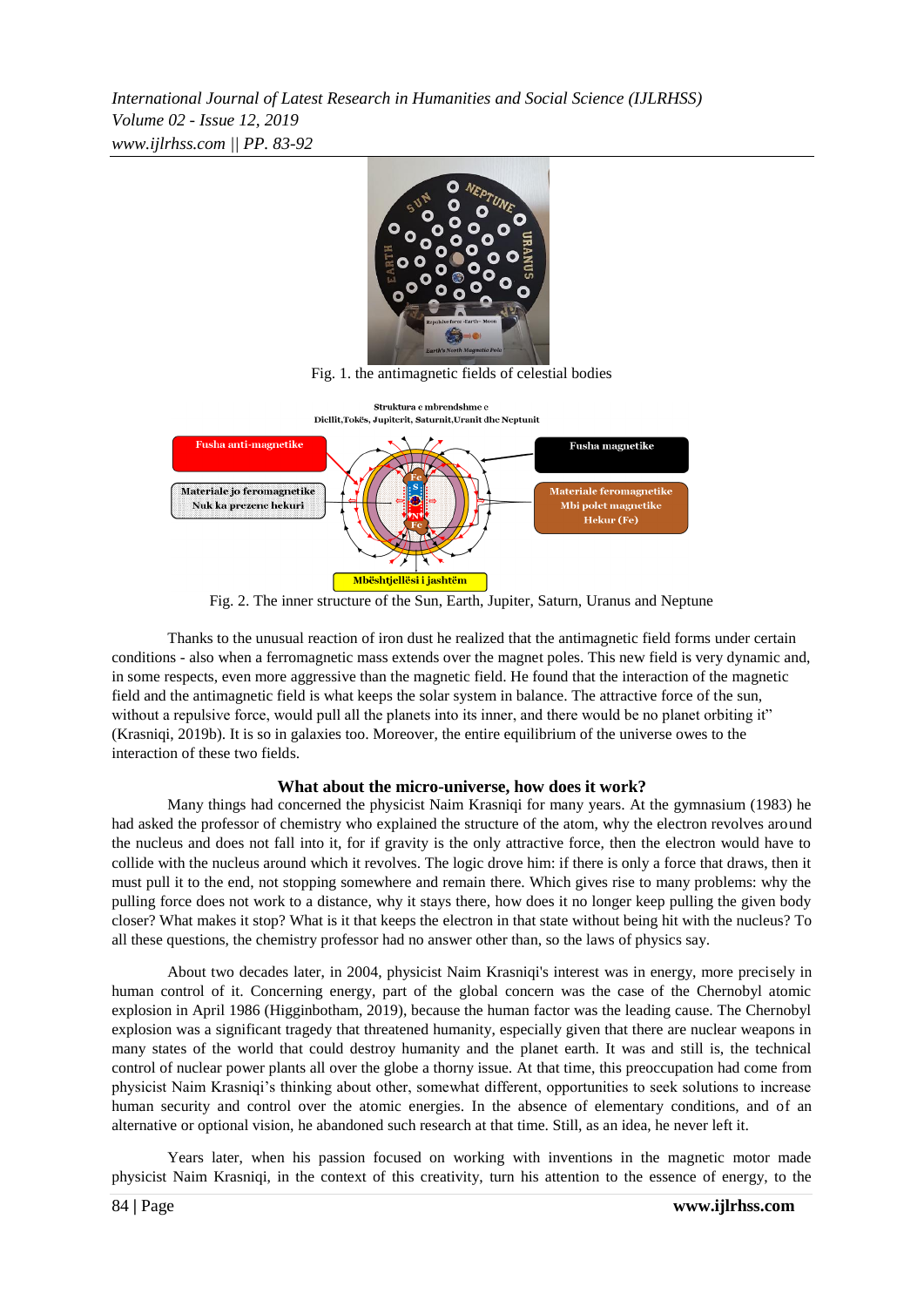Fig. 1. the antimagnetic fields of celestial bodies

Fig. 2. The inner structure of the Sun, Earth, Jupiter, Saturn, Uranus and Neptune

Thanks to the unusual reaction of iron dust he realized that the antimagnetic field forms under certain conditions - also when a ferromagnetic mass extends over the magnet poles. This new field is very dynamic and, in some respects, even more aggressive than the magnetic field. He found that the interaction of the magnetic field and the antimagnetic field is what keeps the solar system in balance. The attractive force of the sun, without a repulsive force, would pull all the planets into its inner, and there would be no planet orbiting it" (Krasniqi, 2019b). It is so in galaxies too. Moreover, the entire equilibrium of the universe owes to the interaction of these two fields.

### What about the micro-universe, how does it work?

Many things had concerned the physicist Naim Krasniqi for many years. At the gymnasium (1983) he had asked the professor of chemistry who explained the structure of the atom, why the electron revolves around the nucleus and does not fall into it, for if gravity is the only attractive force, then the electron would have to collide with the nucleus around which it revolves. The logic drove him: if there is only a force that draws, then it must pull it to the end, not stopping somewhere and remain there. Which gives rise to many problems: why the pulling force does not work to a distance, why it stays there, how does it no longer keep pulling the given body closer? What makes it stop? What is it that keeps the electron in that state without being hit with the nucleus? To all these questions, the chemistry professor had no answer other than, so the laws of physics say.

About two decades later, in 2004, physicist Naim Krasniqi's interest was in energy, more precisely in human control of it. Concerning energy, part of the global concern was the case of the Chernobyl atomic explosion in April 1986 (Higginbotham, 2019), because the human factor was the leading cause. The Chernobyl explosion was a significant tragedy that threatened humanity, especially given that there are nuclear weapons in many states of the world that could destroy humanity and the planet earth. It was and still is, the technical control of nuclear power plants all over the globe a thorny issue. At that time, this preoccupation had come from physicist Naim Krasniqi's thinking about other, somewhat different, opportunities to seek solutions to increase human security and control over the atomic energies. In the absence of elementary conditions, and of an alternative or optional vision, he abandoned such research at that time. Still, as an idea, he never left it.

Years later, when his passion focused on working with inventions in the magnetic motor made physicist Naim Krasniqi, in the context of this creativity, turn his attention to the essence of energy, to the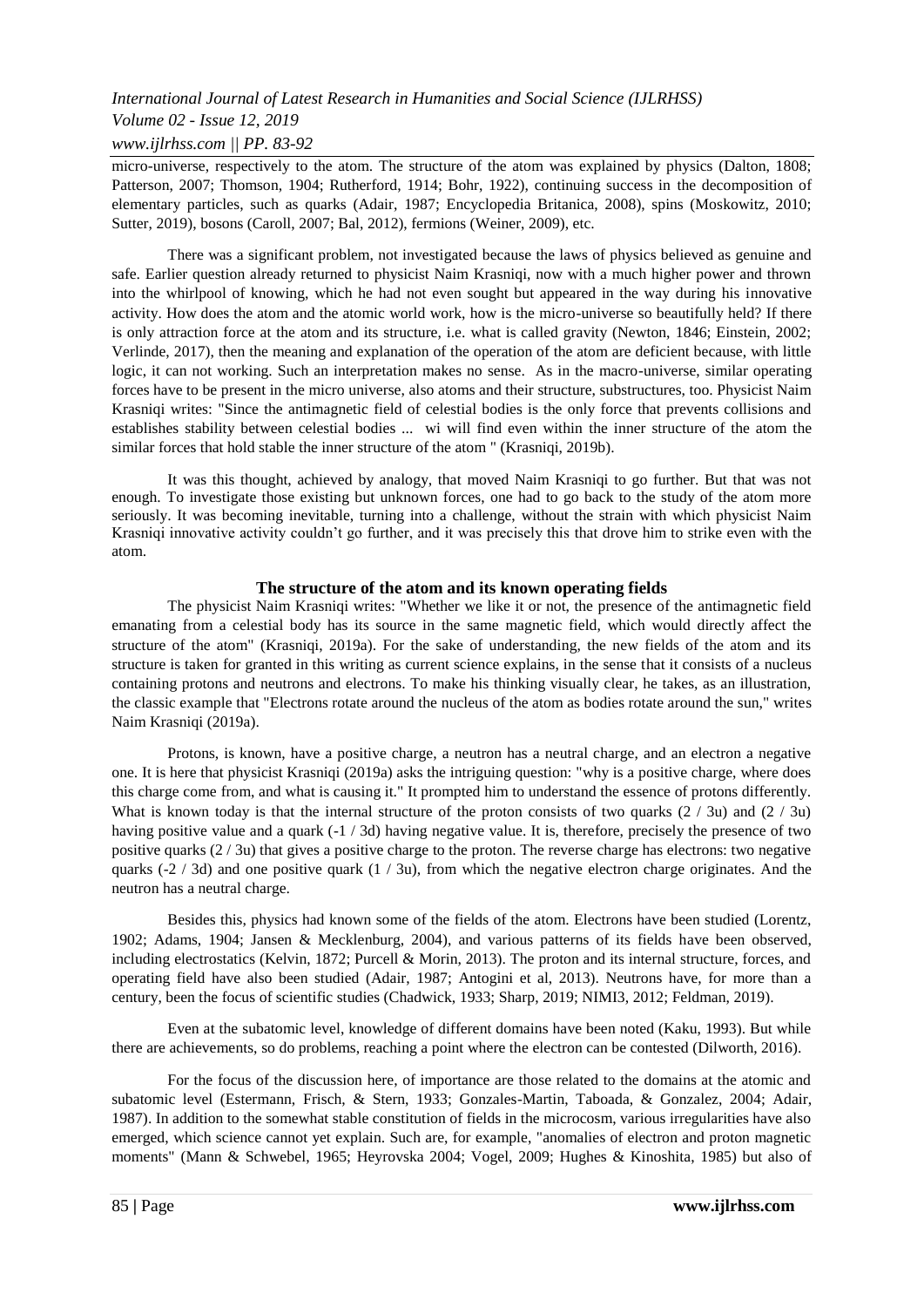micro-universe, respectively to the atom. The structure of the atom was explained by physics (Dalton, 1808; Patterson, 2007; Thomson, 1904; Rutherford, 1914; Bohr, 1922), continuing success in the decomposition of elementary particles, such as quarks (Adair, 1987; Encyclopedia Britanica, 2008), spins (Moskowitz, 2010; Sutter, 2019), bosons (Caroll, 2007; Bal, 2012), fermions (Weiner, 2009), etc.

There was a significant problem, not investigated because the laws of physics believed as genuine and safe. Earlier question already returned to physicist Naim Krasniqi, now with a much higher power and thrown into the whirlpool of knowing, which he had not even sought but appeared in the way during his innovative activity. How does the atom and the atomic world work, how is the micro-universe so beautifully held? If there is only attraction force at the atom and its structure, i.e. what is called gravity (Newton, 1846; Einstein, 2002; Verlinde, 2017), then the meaning and explanation of the operation of the atom are deficient because, with little logic, it can not working. Such an interpretation makes no sense. As in the macro-universe, similar operating forces have to be present in the micro universe, also atoms and their structure, substructures, too. Physicist Naim Krasniqi writes: "Since the antimagnetic field of celestial bodies is the only force that prevents collisions and establishes stability between celestial bodies ... wi will find even within the inner structure of the atom the similar forces that hold stable the inner structure of the atom " (Krasniqi, 2019b).

It was this thought, achieved by analogy, that moved Naim Krasniqi to go further. But that was not enough. To investigate those existing but unknown forces, one had to go back to the study of the atom more seriously. It was becoming inevitable, turning into a challenge, without the strain with which physicist Naim Krasniqi innovative activity couldn't go further, and it was precisely this that drove him to strike even with the atom.

## The structure of the atom and its known operating fields

The physicist Naim Krasniqi writes: "Whether we like it or not, the presence of the antimagnetic field emanating from a celestial body has its source in the same magnetic field, which would directly affect the structure of the atom" (Krasniqi, 2019a). For the sake of understanding, the new fields of the atom and its structure is taken for granted in this writing as current science explains, in the sense that it consists of a nucleus containing protons and neutrons and electrons. To make his thinking visually clear, he takes, as an illustration, the classic example that "Electrons rotate around the nucleus of the atom as bodies rotate around the sun," writes Naim Krasniqi (2019a).

Protons, is known, have a positive charge, a neutron has a neutral charge, and an electron a negative one. It is here that physicist Krasniqi (2019a) asks the intriguing question: "why is a positive charge, where does this charge come from, and what is causing it." It prompted him to understand the essence of protons differently. What is known today is that the internal structure of the proton consists of two quarks (2 / 3u) and (2 / 3u) having positive value and a quark (-1 / 3d) having negative value. It is, therefore, precisely the presence of two positive quarks (2 / 3u) that gives a positive charge to the proton. The reverse charge has electrons: two negative quarks (-2 / 3d) and one positive quark (1 / 3u), from which the negative electron charge originates. And the neutron has a neutral charge.

Besides this, physics had known some of the fields of the atom. Electrons have been studied (Lorentz, 1902; Adams, 1904; Jansen & Mecklenburg, 2004), and various patterns of its fields have been observed, including electrostatics (Kelvin, 1872; Purcell & Morin, 2013). The proton and its internal structure, forces, and operating field have also been studied (Adair, 1987; Antogini et al, 2013). Neutrons have, for more than a century, been the focus of scientific studies (Chadwick, 1933; Sharp, 2019; NIMI3, 2012; Feldman, 2019).

Even at the subatomic level, knowledge of different domains have been noted (Kaku, 1993). But while there are achievements, so do problems, reaching a point where the electron can be contested (Dilworth, 2016).

For the focus of the discussion here, of importance are those related to the domains at the atomic and subatomic level (Estermann, Frisch, & Stern, 1933; Gonzales-Martin, Taboada, & Gonzalez, 2004; Adair, 1987). In addition to the somewhat stable constitution of fields in the microcosm, various irregularities have also emerged, which science cannot yet explain. Such are, for example, "anomalies of electron and proton magnetic moments" (Mann & Schwebel, 1965; Heyrovska 2004; Vogel, 2009; Hughes & Kinoshita, 1985) but also of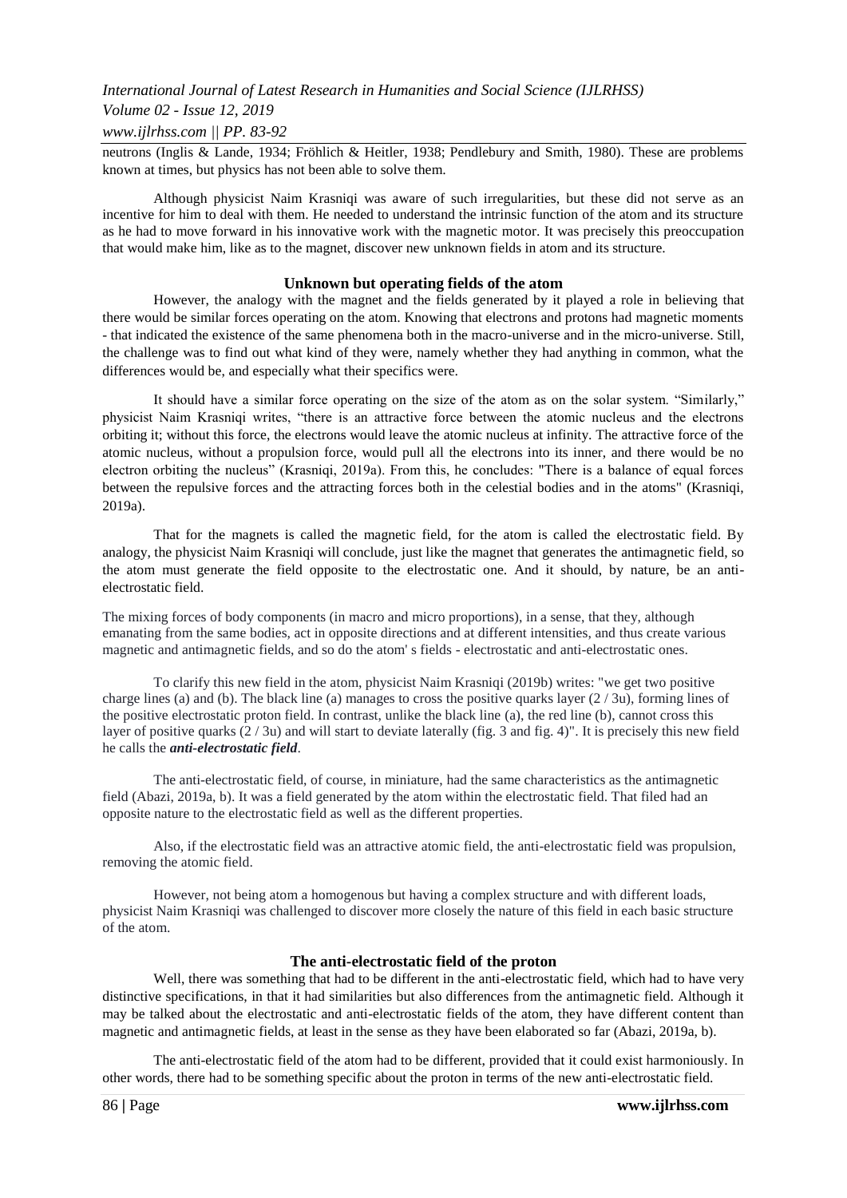neutrons (Inglis & Lande, 1934; Fröhlich & Heitler, 1938; Pendlebury and Smith, 1980). These are problems known at times, but physics has not been able to solve them.

Although physicist Naim Krasniqi was aware of such irregularities, but these did not serve as an incentive for him to deal with them. He needed to understand the intrinsic function of the atom and its structure as he had to move forward in his innovative work with the magnetic motor. It was precisely this preoccupation that would make him, like as to the magnet, discover new unknown fields in atom and its structure.

### Unknown but operating fields of the atom

However, the analogy with the magnet and the fields generated by it played a role in believing that there would be similar forces operating on the atom. Knowing that electrons and protons had magnetic moments - that indicated the existence of the same phenomena both in the macro-universe and in the micro-universe. Still, the challenge was to find out what kind of they were, namely whether they had anything in common, what the differences would be, and especially what their specifics were.

It should have a similar force operating on the size of the atom as on the solar system. "Similarly," physicist Naim Krasniqi writes, "there is an attractive force between the atomic nucleus and the electrons orbiting it; without this force, the electrons would leave the atomic nucleus at infinity. The attractive force of the atomic nucleus, without a propulsion force, would pull all the electrons into its inner, and there would be no electron orbiting the nucleus" (Krasniqi, 2019a). From this, he concludes: "There is a balance of equal forces between the repulsive forces and the attracting forces both in the celestial bodies and in the atoms" (Krasniqi, 2019a).

That for the magnets is called the magnetic field, for the atom is called the electrostatic field. By analogy, the physicist Naim Krasniqi will conclude, just like the magnet that generates the antimagnetic field, so the atom must generate the field opposite to the electrostatic one. And it should, by nature, be an anti-electrostatic field.

The mixing forces of body components (in macro and micro proportions), in a sense, that they, although emanating from the same bodies, act in opposite directions and at different intensities, and thus create various magnetic and antimagnetic fields, and so do the atom' s fields - electrostatic and anti-electrostatic ones.

To clarify this new field in the atom, physicist Naim Krasniqi (2019b) writes: "we get two positive charge lines (a) and (b). The black line (a) manages to cross the positive quarks layer (2 / 3u), forming lines of the positive electrostatic proton field. In contrast, unlike the black line (a), the red line (b), cannot cross this layer of positive quarks (2 / 3u) and will start to deviate laterally (fig. 3 and fig. 4)". It is precisely this new field he calls the ***anti-electrostatic field***.

The anti-electrostatic field, of course, in miniature, had the same characteristics as the antimagnetic field (Abazi, 2019a, b). It was a field generated by the atom within the electrostatic field. That filed had an opposite nature to the electrostatic field as well as the different properties.

Also, if the electrostatic field was an attractive atomic field, the anti-electrostatic field was propulsion, removing the atomic field.

However, not being atom a homogenous but having a complex structure and with different loads, physicist Naim Krasniqi was challenged to discover more closely the nature of this field in each basic structure of the atom.

### The anti-electrostatic field of the proton

Well, there was something that had to be different in the anti-electrostatic field, which had to have very distinctive specifications, in that it had similarities but also differences from the antimagnetic field. Although it may be talked about the electrostatic and anti-electrostatic fields of the atom, they have different content than magnetic and antimagnetic fields, at least in the sense as they have been elaborated so far (Abazi, 2019a, b).

The anti-electrostatic field of the atom had to be different, provided that it could exist harmoniously. In other words, there had to be something specific about the proton in terms of the new anti-electrostatic field.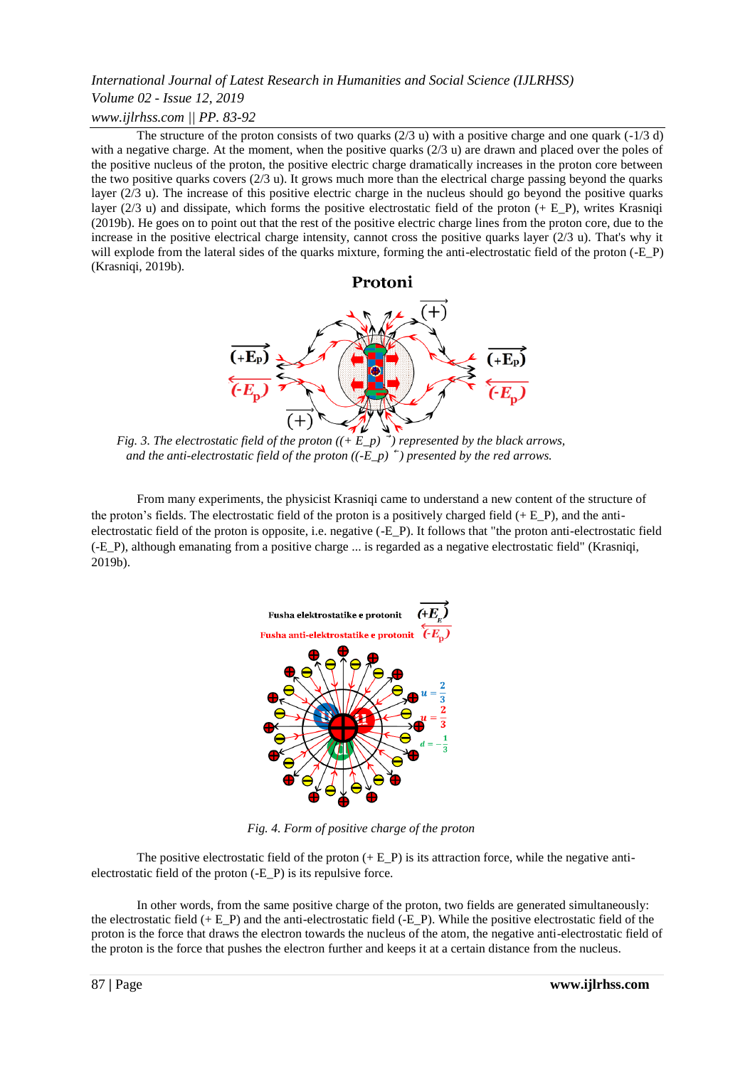The structure of the proton consists of two quarks (2/3 u) with a positive charge and one quark (-1/3 d) with a negative charge. At the moment, when the positive quarks (2/3 u) are drawn and placed over the poles of the positive nucleus of the proton, the positive electric charge dramatically increases in the proton core between the two positive quarks covers (2/3 u). It grows much more than the electrical charge passing beyond the quarks layer (2/3 u). The increase of this positive electric charge in the nucleus should go beyond the positive quarks layer (2/3 u) and dissipate, which forms the positive electrostatic field of the proton (+ E_P), writes Krasniqi (2019b). He goes on to point out that the rest of the positive electric charge lines from the proton core, due to the increase in the positive electrical charge intensity, cannot cross the positive quarks layer (2/3 u). That's why it will explode from the lateral sides of the quarks mixture, forming the anti-electrostatic field of the proton (-E_P) (Krasniqi, 2019b).

*Fig. 3. The electrostatic field of the proton ((+ E_p) ⃗) represented by the black arrows, and the anti-electrostatic field of the proton ((-E_p) ⃖) presented by the red arrows.*

From many experiments, the physicist Krasniqi came to understand a new content of the structure of the proton's fields. The electrostatic field of the proton is a positively charged field (+ E_P), and the anti-electrostatic field of the proton is opposite, i.e. negative (-E_P). It follows that "the proton anti-electrostatic field (-E_P), although emanating from a positive charge ... is regarded as a negative electrostatic field" (Krasniqi, 2019b).

*Fig. 4. Form of positive charge of the proton*

The positive electrostatic field of the proton (+ E_P) is its attraction force, while the negative anti-electrostatic field of the proton (-E_P) is its repulsive force.

In other words, from the same positive charge of the proton, two fields are generated simultaneously: the electrostatic field (+ E_P) and the anti-electrostatic field (-E_P). While the positive electrostatic field of the proton is the force that draws the electron towards the nucleus of the atom, the negative anti-electrostatic field of the proton is the force that pushes the electron further and keeps it at a certain distance from the nucleus.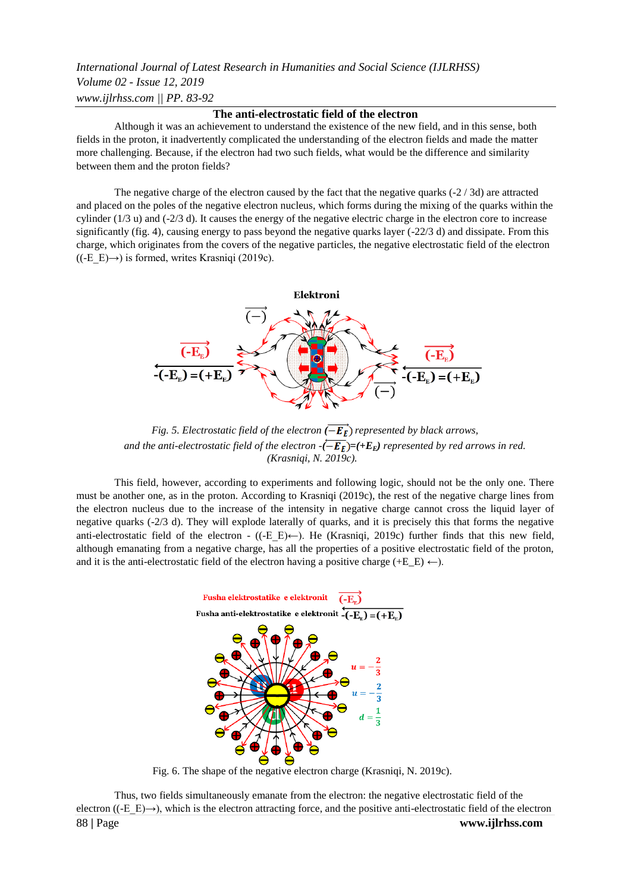## The anti-electrostatic field of the electron

Although it was an achievement to understand the existence of the new field, and in this sense, both fields in the proton, it inadvertently complicated the understanding of the electron fields and made the matter more challenging. Because, if the electron had two such fields, what would be the difference and similarity between them and the proton fields?

The negative charge of the electron caused by the fact that the negative quarks (-2 / 3d) are attracted and placed on the poles of the negative electron nucleus, which forms during the mixing of the quarks within the cylinder (1/3 u) and (-2/3 d). It causes the energy of the negative electric charge in the electron core to increase significantly (fig. 4), causing energy to pass beyond the negative quarks layer (-22/3 d) and dissipate. From this charge, which originates from the covers of the negative particles, the negative electrostatic field of the electron ((-E_E)→) is formed, writes Krasniqi (2019c).

*Fig. 5. Electrostatic field of the electron $(\overrightarrow{-E_E})$ represented by black arrows, and the anti-electrostatic field of the electron $-(\overleftarrow{-E_E})=(+E_E)$ represented by red arrows in red. (Krasniqi, N. 2019c).*

This field, however, according to experiments and following logic, should not be the only one. There must be another one, as in the proton. According to Krasniqi (2019c), the rest of the negative charge lines from the electron nucleus due to the increase of the intensity in negative charge cannot cross the liquid layer of negative quarks (-2/3 d). They will explode laterally of quarks, and it is precisely this that forms the negative anti-electrostatic field of the electron - ((-E_E)←). He (Krasniqi, 2019c) further finds that this new field, although emanating from a negative charge, has all the properties of a positive electrostatic field of the proton, and it is the anti-electrostatic field of the electron having a positive charge (+E_E) ←).

Fig. 6. The shape of the negative electron charge (Krasniqi, N. 2019c).

Thus, two fields simultaneously emanate from the electron: the negative electrostatic field of the electron ((-E_E)→), which is the electron attracting force, and the positive anti-electrostatic field of the electron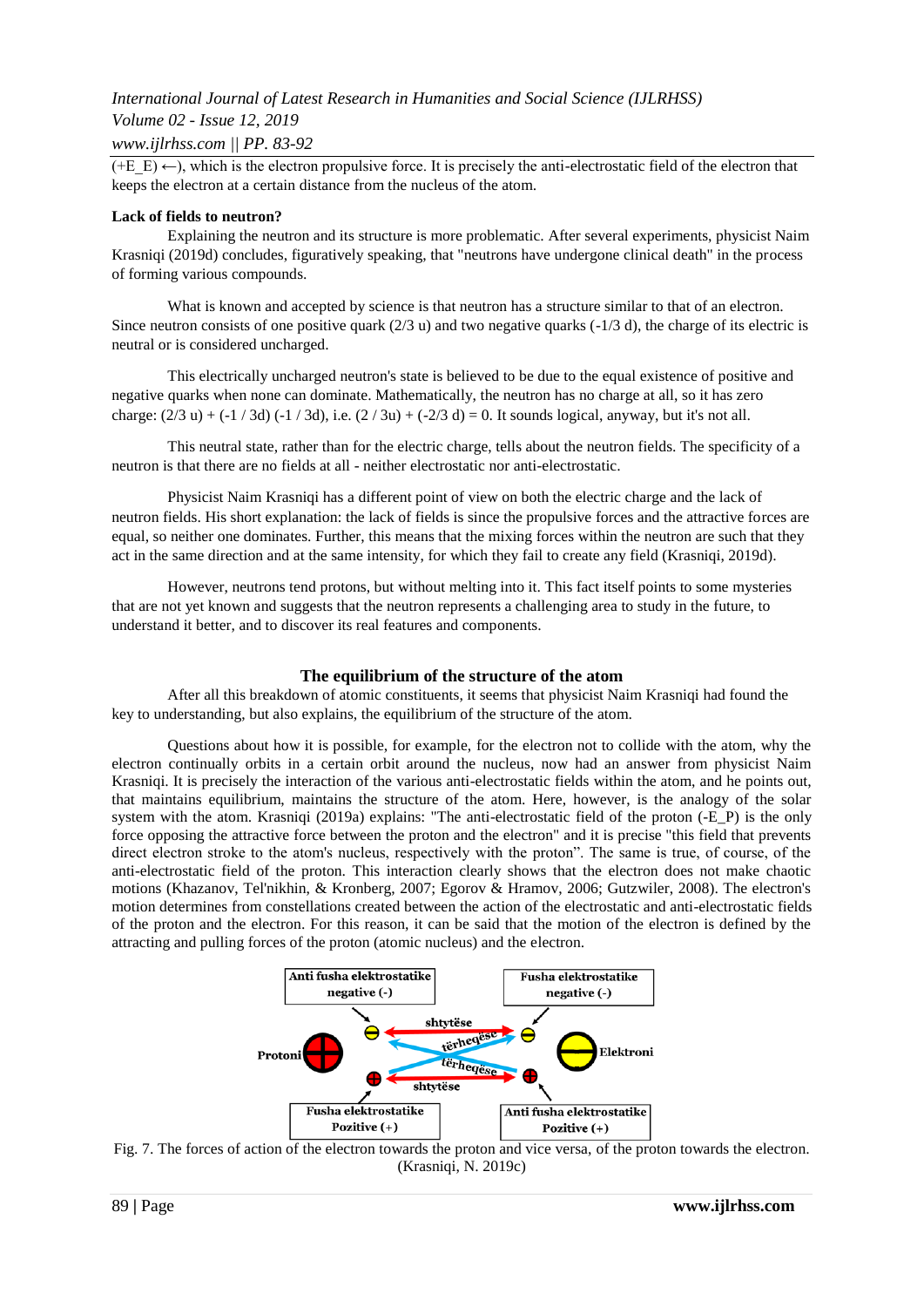($+E\_E$) ←), which is the electron propulsive force. It is precisely the anti-electrostatic field of the electron that keeps the electron at a certain distance from the nucleus of the atom.

**Lack of fields to neutron?**

Explaining the neutron and its structure is more problematic. After several experiments, physicist Naim Krasniqi (2019d) concludes, figuratively speaking, that "neutrons have undergone clinical death" in the process of forming various compounds.

What is known and accepted by science is that neutron has a structure similar to that of an electron. Since neutron consists of one positive quark (2/3 u) and two negative quarks (-1/3 d), the charge of its electric is neutral or is considered uncharged.

This electrically uncharged neutron's state is believed to be due to the equal existence of positive and negative quarks when none can dominate. Mathematically, the neutron has no charge at all, so it has zero charge: (2/3 u) + (-1 / 3d) (-1 / 3d), i.e. (2 / 3u) + (-2/3 d) = 0. It sounds logical, anyway, but it's not all.

This neutral state, rather than for the electric charge, tells about the neutron fields. The specificity of a neutron is that there are no fields at all - neither electrostatic nor anti-electrostatic.

Physicist Naim Krasniqi has a different point of view on both the electric charge and the lack of neutron fields. His short explanation: the lack of fields is since the propulsive forces and the attractive forces are equal, so neither one dominates. Further, this means that the mixing forces within the neutron are such that they act in the same direction and at the same intensity, for which they fail to create any field (Krasniqi, 2019d).

However, neutrons tend protons, but without melting into it. This fact itself points to some mysteries that are not yet known and suggests that the neutron represents a challenging area to study in the future, to understand it better, and to discover its real features and components.

## The equilibrium of the structure of the atom

After all this breakdown of atomic constituents, it seems that physicist Naim Krasniqi had found the key to understanding, but also explains, the equilibrium of the structure of the atom.

Questions about how it is possible, for example, for the electron not to collide with the atom, why the electron continually orbits in a certain orbit around the nucleus, now had an answer from physicist Naim Krasniqi. It is precisely the interaction of the various anti-electrostatic fields within the atom, and he points out, that maintains equilibrium, maintains the structure of the atom. Here, however, is the analogy of the solar system with the atom. Krasniqi (2019a) explains: "The anti-electrostatic field of the proton ($-E\_P$) is the only force opposing the attractive force between the proton and the electron" and it is precise "this field that prevents direct electron stroke to the atom's nucleus, respectively with the proton". The same is true, of course, of the anti-electrostatic field of the proton. This interaction clearly shows that the electron does not make chaotic motions (Khazanov, Tel'nikhin, & Kronberg, 2007; Egorov & Hramov, 2006; Gutzwiler, 2008). The electron's motion determines from constellations created between the action of the electrostatic and anti-electrostatic fields of the proton and the electron. For this reason, it can be said that the motion of the electron is defined by the attracting and pulling forces of the proton (atomic nucleus) and the electron.

Anti fusha elektrostatike negative (-) | Fusha elektrostatike negative (-) | Protoni | shtytëse | tërheqëse | tërheqëse | shtytëse | Elektroni | Fusha elektrostatike Pozitive (+) | Anti fusha elektrostatike Pozitive (+)

Fig. 7. The forces of action of the electron towards the proton and vice versa, of the proton towards the electron. (Krasniqi, N. 2019c)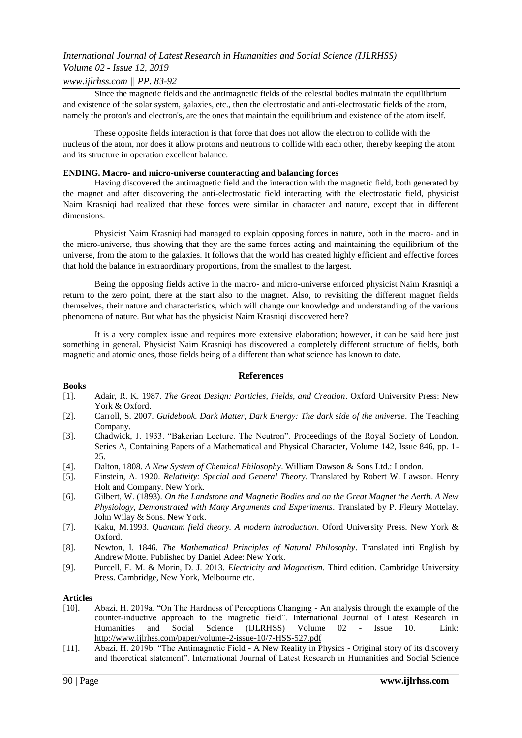Since the magnetic fields and the antimagnetic fields of the celestial bodies maintain the equilibrium and existence of the solar system, galaxies, etc., then the electrostatic and anti-electrostatic fields of the atom, namely the proton's and electron's, are the ones that maintain the equilibrium and existence of the atom itself.

These opposite fields interaction is that force that does not allow the electron to collide with the nucleus of the atom, nor does it allow protons and neutrons to collide with each other, thereby keeping the atom and its structure in operation excellent balance.

**ENDING. Macro- and micro-universe counteracting and balancing forces**

Having discovered the antimagnetic field and the interaction with the magnetic field, both generated by the magnet and after discovering the anti-electrostatic field interacting with the electrostatic field, physicist Naim Krasniqi had realized that these forces were similar in character and nature, except that in different dimensions.

Physicist Naim Krasniqi had managed to explain opposing forces in nature, both in the macro- and in the micro-universe, thus showing that they are the same forces acting and maintaining the equilibrium of the universe, from the atom to the galaxies. It follows that the world has created highly efficient and effective forces that hold the balance in extraordinary proportions, from the smallest to the largest.

Being the opposing fields active in the macro- and micro-universe enforced physicist Naim Krasniqi a return to the zero point, there at the start also to the magnet. Also, to revisiting the different magnet fields themselves, their nature and characteristics, which will change our knowledge and understanding of the various phenomena of nature. But what has the physicist Naim Krasniqi discovered here?

It is a very complex issue and requires more extensive elaboration; however, it can be said here just something in general. Physicist Naim Krasniqi has discovered a completely different structure of fields, both magnetic and atomic ones, those fields being of a different than what science has known to date.

## References

**Books**

[1]. Adair, R. K. 1987. *The Great Design: Particles, Fields, and Creation*. Oxford University Press: New York & Oxford.

[2]. Carroll, S. 2007. *Guidebook. Dark Matter, Dark Energy: The dark side of the universe*. The Teaching Company.

[3]. Chadwick, J. 1933. "Bakerian Lecture. The Neutron". Proceedings of the Royal Society of London. Series A, Containing Papers of a Mathematical and Physical Character, Volume 142, Issue 846, pp. 1-25.

[4]. Dalton, 1808. *A New System of Chemical Philosophy*. William Dawson & Sons Ltd.: London.

[5]. Einstein, A. 1920. *Relativity: Special and General Theory*. Translated by Robert W. Lawson. Henry Holt and Company. New York.

[6]. Gilbert, W. (1893). *On the Landstone and Magnetic Bodies and on the Great Magnet the Aerth. A New Physiology, Demonstrated with Many Arguments and Experiments*. Translated by P. Fleury Mottelay. John Wilay & Sons. New York.

[7]. Kaku, M.1993. *Quantum field theory. A modern introduction*. Oford University Press. New York & Oxford.

[8]. Newton, I. 1846. *The Mathematical Principles of Natural Philosophy*. Translated inti English by Andrew Motte. Published by Daniel Adee: New York.

[9]. Purcell, E. M. & Morin, D. J. 2013. *Electricity and Magnetism*. Third edition. Cambridge University Press. Cambridge, New York, Melbourne etc.

**Articles**

[10]. Abazi, H. 2019a. "On The Hardness of Perceptions Changing - An analysis through the example of the counter-inductive approach to the magnetic field". International Journal of Latest Research in Humanities and Social Science (IJLRHSS) Volume 02 - Issue 10. Link: http://www.ijlrhss.com/paper/volume-2-issue-10/7-HSS-527.pdf

[11]. Abazi, H. 2019b. "The Antimagnetic Field - A New Reality in Physics - Original story of its discovery and theoretical statement". International Journal of Latest Research in Humanities and Social Science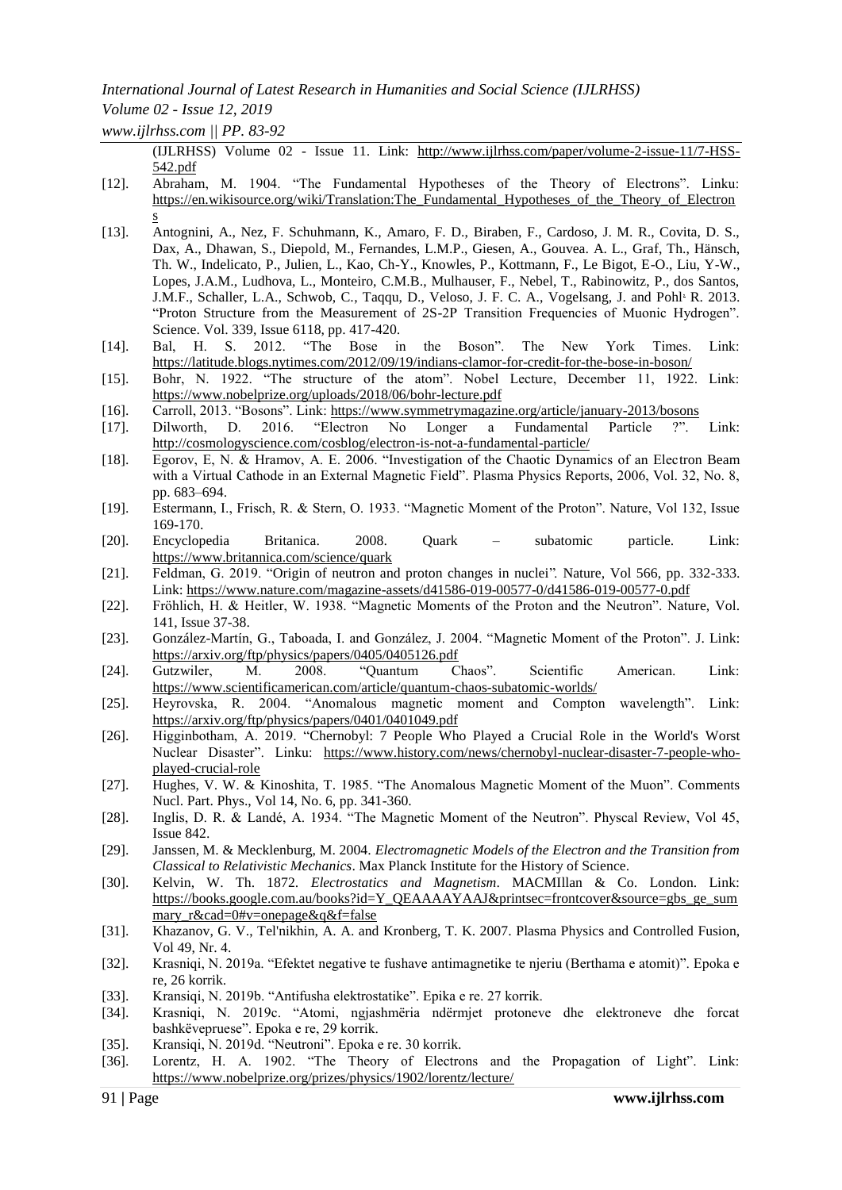(IJLRHSS) Volume 02 - Issue 11. Link: http://www.ijlrhss.com/paper/volume-2-issue-11/7-HSS-542.pdf

[12]. Abraham, M. 1904. "The Fundamental Hypotheses of the Theory of Electrons". Linku: https://en.wikisource.org/wiki/Translation:The_Fundamental_Hypotheses_of_the_Theory_of_Electrons

[13]. Antognini, A., Nez, F. Schuhmann, K., Amaro, F. D., Biraben, F., Cardoso, J. M. R., Covita, D. S., Dax, A., Dhawan, S., Diepold, M., Fernandes, L.M.P., Giesen, A., Gouvea. A. L., Graf, Th., Hänsch, Th. W., Indelicato, P., Julien, L., Kao, Ch-Y., Knowles, P., Kottmann, F., Le Bigot, E-O., Liu, Y-W., Lopes, J.A.M., Ludhova, L., Monteiro, C.M.B., Mulhauser, F., Nebel, T., Rabinowitz, P., dos Santos, J.M.F., Schaller, L.A., Schwob, C., Taqqu, D., Veloso, J. F. C. A., Vogelsang, J. and Pohl, R. 2013. "Proton Structure from the Measurement of 2S-2P Transition Frequencies of Muonic Hydrogen". Science. Vol. 339, Issue 6118, pp. 417-420.

[14]. Bal, H. S. 2012. "The Bose in the Boson". The New York Times. Link: https://latitude.blogs.nytimes.com/2012/09/19/indians-clamor-for-credit-for-the-bose-in-boson/

[15]. Bohr, N. 1922. "The structure of the atom". Nobel Lecture, December 11, 1922. Link: https://www.nobelprize.org/uploads/2018/06/bohr-lecture.pdf

[16]. Carroll, 2013. "Bosons". Link: https://www.symmetrymagazine.org/article/january-2013/bosons

[17]. Dilworth, D. 2016. "Electron No Longer a Fundamental Particle ?". Link: http://cosmologyscience.com/cosblog/electron-is-not-a-fundamental-particle/

[18]. Egorov, E, N. & Hramov, A. E. 2006. "Investigation of the Chaotic Dynamics of an Electron Beam with a Virtual Cathode in an External Magnetic Field". Plasma Physics Reports, 2006, Vol. 32, No. 8, pp. 683–694.

[19]. Estermann, I., Frisch, R. & Stern, O. 1933. "Magnetic Moment of the Proton". Nature, Vol 132, Issue 169-170.

[20]. Encyclopedia Britanica. 2008. Quark – subatomic particle. Link: https://www.britannica.com/science/quark

[21]. Feldman, G. 2019. "Origin of neutron and proton changes in nuclei". Nature, Vol 566, pp. 332-333. Link: https://www.nature.com/magazine-assets/d41586-019-00577-0/d41586-019-00577-0.pdf

[22]. Fröhlich, H. & Heitler, W. 1938. "Magnetic Moments of the Proton and the Neutron". Nature, Vol. 141, Issue 37-38.

[23]. González-Martín, G., Taboada, I. and González, J. 2004. "Magnetic Moment of the Proton". J. Link: https://arxiv.org/ftp/physics/papers/0405/0405126.pdf

[24]. Gutzwiler, M. 2008. "Quantum Chaos". Scientific American. Link: https://www.scientificamerican.com/article/quantum-chaos-subatomic-worlds/

[25]. Heyrovska, R. 2004. "Anomalous magnetic moment and Compton wavelength". Link: https://arxiv.org/ftp/physics/papers/0401/0401049.pdf

[26]. Higginbotham, A. 2019. "Chernobyl: 7 People Who Played a Crucial Role in the World's Worst Nuclear Disaster". Linku: https://www.history.com/news/chernobyl-nuclear-disaster-7-people-who-played-crucial-role

[27]. Hughes, V. W. & Kinoshita, T. 1985. "The Anomalous Magnetic Moment of the Muon". Comments Nucl. Part. Phys., Vol 14, No. 6, pp. 341-360.

[28]. Inglis, D. R. & Landé, A. 1934. "The Magnetic Moment of the Neutron". Physcal Review, Vol 45, Issue 842.

[29]. Janssen, M. & Mecklenburg, M. 2004. *Electromagnetic Models of the Electron and the Transition from Classical to Relativistic Mechanics*. Max Planck Institute for the History of Science.

[30]. Kelvin, W. Th. 1872. *Electrostatics and Magnetism*. MACMIllan & Co. London. Link: https://books.google.com.au/books?id=Y_QEAAAAYAAJ&printsec=frontcover&source=gbs_ge_summary_r&cad=0#v=onepage&q&f=false

[31]. Khazanov, G. V., Tel'nikhin, A. A. and Kronberg, T. K. 2007. Plasma Physics and Controlled Fusion, Vol 49, Nr. 4.

[32]. Krasniqi, N. 2019a. "Efektet negative te fushave antimagnetike te njeriu (Berthama e atomit)". Epoka e re, 26 korrik.

[33]. Kransiqi, N. 2019b. "Antifusha elektrostatike". Epika e re. 27 korrik.

[34]. Krasniqi, N. 2019c. "Atomi, ngjashmëria ndërmjet protoneve dhe elektroneve dhe forcat bashkëvepruese". Epoka e re, 29 korrik.

[35]. Kransiqi, N. 2019d. "Neutroni". Epoka e re. 30 korrik.

[36]. Lorentz, H. A. 1902. "The Theory of Electrons and the Propagation of Light". Link: https://www.nobelprize.org/prizes/physics/1902/lorentz/lecture/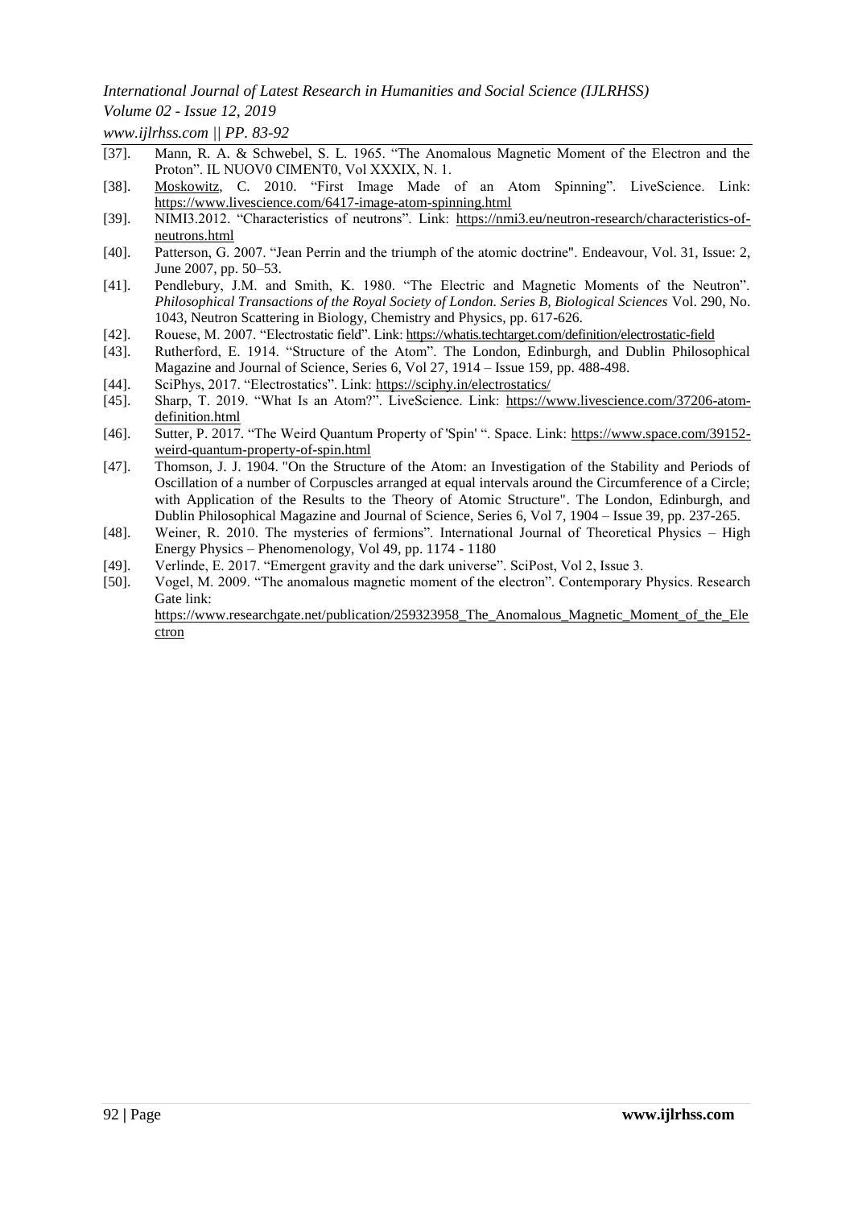[37]. Mann, R. A. & Schwebel, S. L. 1965. "The Anomalous Magnetic Moment of the Electron and the Proton". IL NUOV0 CIMENT0, Vol XXXIX, N. 1.

[38]. Moskowitz, C. 2010. "First Image Made of an Atom Spinning". LiveScience. Link: https://www.livescience.com/6417-image-atom-spinning.html

[39]. NIMI3.2012. "Characteristics of neutrons". Link: https://nmi3.eu/neutron-research/characteristics-of-neutrons.html

[40]. Patterson, G. 2007. "Jean Perrin and the triumph of the atomic doctrine". Endeavour, Vol. 31, Issue: 2, June 2007, pp. 50–53.

[41]. Pendlebury, J.M. and Smith, K. 1980. "The Electric and Magnetic Moments of the Neutron". *Philosophical Transactions of the Royal Society of London. Series B, Biological Sciences* Vol. 290, No. 1043, Neutron Scattering in Biology, Chemistry and Physics, pp. 617-626.

[42]. Rouese, M. 2007. "Electrostatic field". Link: https://whatis.techtarget.com/definition/electrostatic-field

[43]. Rutherford, E. 1914. "Structure of the Atom". The London, Edinburgh, and Dublin Philosophical Magazine and Journal of Science, Series 6, Vol 27, 1914 – Issue 159, pp. 488-498.

[44]. SciPhys, 2017. "Electrostatics". Link: https://sciphy.in/electrostatics/

[45]. Sharp, T. 2019. "What Is an Atom?". LiveScience. Link: https://www.livescience.com/37206-atom-definition.html

[46]. Sutter, P. 2017. "The Weird Quantum Property of 'Spin' ". Space. Link: https://www.space.com/39152-weird-quantum-property-of-spin.html

[47]. Thomson, J. J. 1904. "On the Structure of the Atom: an Investigation of the Stability and Periods of Oscillation of a number of Corpuscles arranged at equal intervals around the Circumference of a Circle; with Application of the Results to the Theory of Atomic Structure". The London, Edinburgh, and Dublin Philosophical Magazine and Journal of Science, Series 6, Vol 7, 1904 – Issue 39, pp. 237-265.

[48]. Weiner, R. 2010. The mysteries of fermions". International Journal of Theoretical Physics – High Energy Physics – Phenomenology, Vol 49, pp. 1174 - 1180

[49]. Verlinde, E. 2017. "Emergent gravity and the dark universe". SciPost, Vol 2, Issue 3.

[50]. Vogel, M. 2009. "The anomalous magnetic moment of the electron". Contemporary Physics. Research Gate link: https://www.researchgate.net/publication/259323958_The_Anomalous_Magnetic_Moment_of_the_Electron